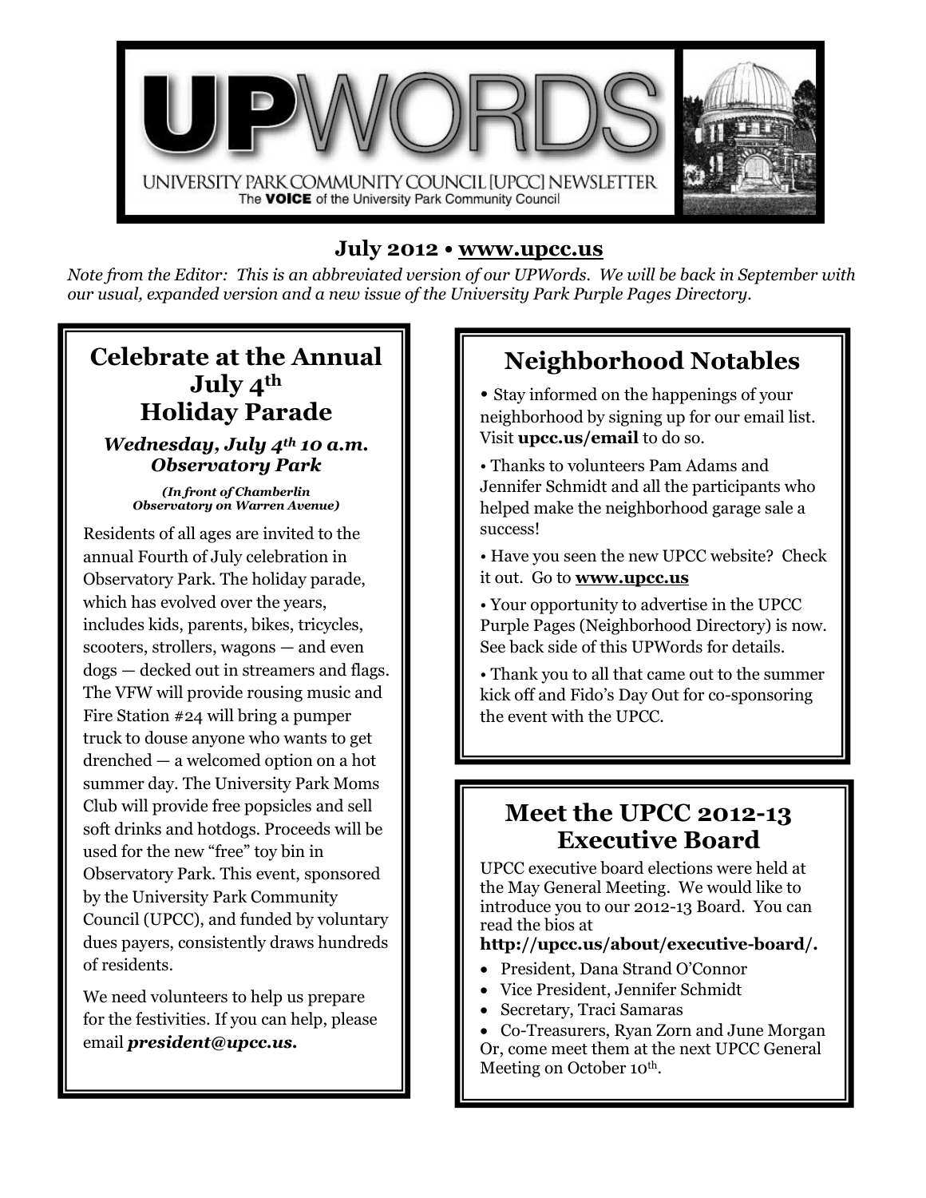# UPWORDS

UNIVERSITY PARK COMMUNITY COUNCIL [UPCC] NEWSLETTER

The **VOICE** of the University Park Community Council

**July 2012 • www.upcc.us**

*Note from the Editor: This is an abbreviated version of our UPWords. We will be back in September with our usual, expanded version and a new issue of the University Park Purple Pages Directory.*

## Celebrate at the Annual July 4th Holiday Parade

***Wednesday, July 4th 10 a.m.***
***Observatory Park***

***(In front of Chamberlin Observatory on Warren Avenue)***

Residents of all ages are invited to the annual Fourth of July celebration in Observatory Park. The holiday parade, which has evolved over the years, includes kids, parents, bikes, tricycles, scooters, strollers, wagons — and even dogs — decked out in streamers and flags. The VFW will provide rousing music and Fire Station #24 will bring a pumper truck to douse anyone who wants to get drenched — a welcomed option on a hot summer day. The University Park Moms Club will provide free popsicles and sell soft drinks and hotdogs. Proceeds will be used for the new "free" toy bin in Observatory Park. This event, sponsored by the University Park Community Council (UPCC), and funded by voluntary dues payers, consistently draws hundreds of residents.

We need volunteers to help us prepare for the festivities. If you can help, please email ***president@upcc.us.***

## Neighborhood Notables

- Stay informed on the happenings of your neighborhood by signing up for our email list. Visit **upcc.us/email** to do so.
- Thanks to volunteers Pam Adams and Jennifer Schmidt and all the participants who helped make the neighborhood garage sale a success!
- Have you seen the new UPCC website? Check it out. Go to **www.upcc.us**
- Your opportunity to advertise in the UPCC Purple Pages (Neighborhood Directory) is now. See back side of this UPWords for details.
- Thank you to all that came out to the summer kick off and Fido's Day Out for co-sponsoring the event with the UPCC.

## Meet the UPCC 2012-13 Executive Board

UPCC executive board elections were held at the May General Meeting. We would like to introduce you to our 2012-13 Board. You can read the bios at **http://upcc.us/about/executive-board/.**

- President, Dana Strand O'Connor
- Vice President, Jennifer Schmidt
- Secretary, Traci Samaras
- Co-Treasurers, Ryan Zorn and June Morgan

Or, come meet them at the next UPCC General Meeting on October 10th.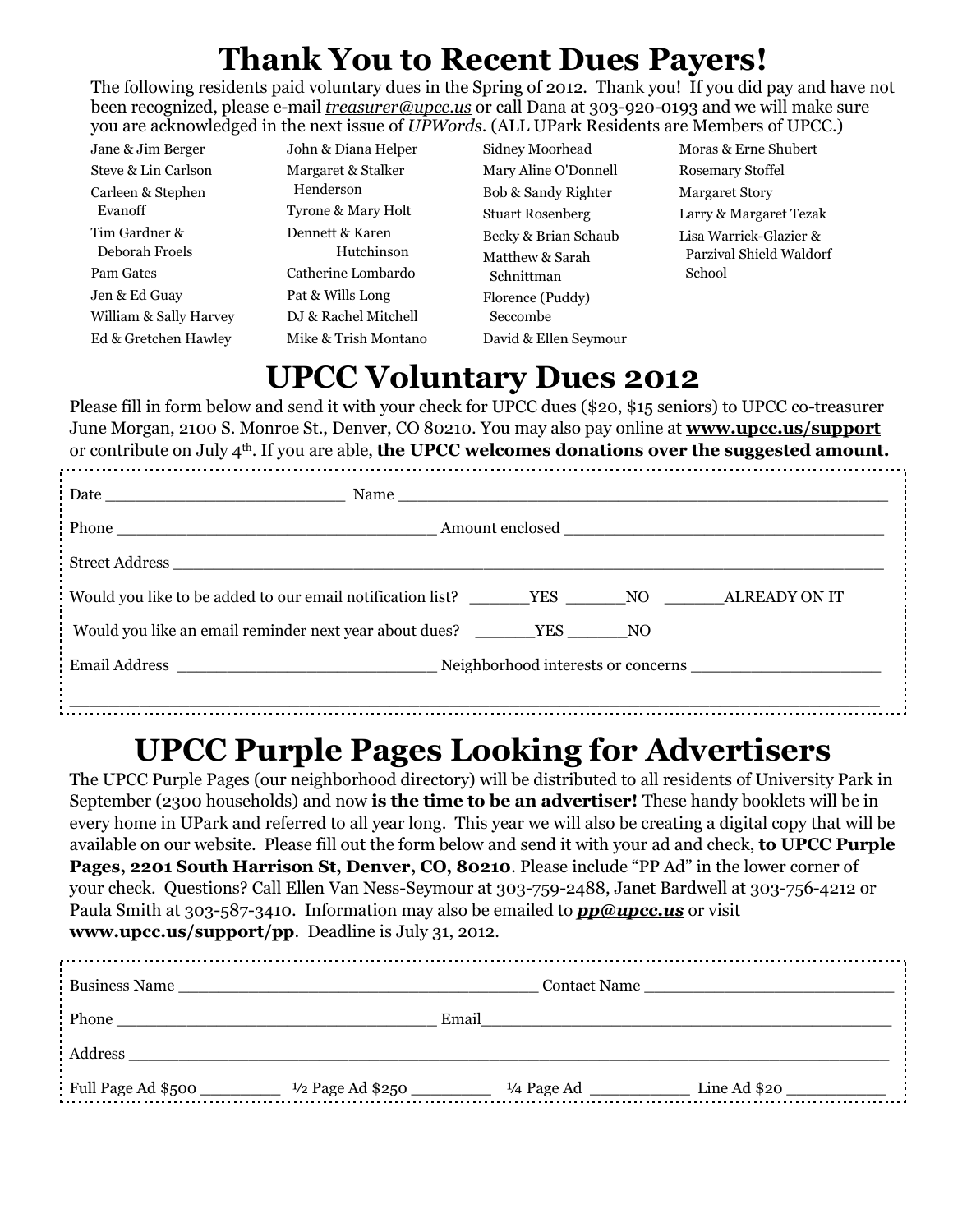# Thank You to Recent Dues Payers!

The following residents paid voluntary dues in the Spring of 2012. Thank you! If you did pay and have not been recognized, please e-mail *treasurer@upcc.us* or call Dana at 303-920-0193 and we will make sure you are acknowledged in the next issue of *UPWords*. (ALL UPark Residents are Members of UPCC.)

Jane & Jim Berger
Steve & Lin Carlson
Carleen & Stephen Evanoff
Tim Gardner & Deborah Froels
Pam Gates
Jen & Ed Guay
William & Sally Harvey
Ed & Gretchen Hawley
John & Diana Helper
Margaret & Stalker Henderson
Tyrone & Mary Holt
Dennett & Karen Hutchinson
Catherine Lombardo
Pat & Wills Long
DJ & Rachel Mitchell
Mike & Trish Montano
Sidney Moorhead
Mary Aline O'Donnell
Bob & Sandy Righter
Stuart Rosenberg
Becky & Brian Schaub
Matthew & Sarah Schnittman
Florence (Puddy) Seccombe
David & Ellen Seymour
Moras & Erne Shubert
Rosemary Stoffel
Margaret Story
Larry & Margaret Tezak
Lisa Warrick-Glazier & Parzival Shield Waldorf School

# UPCC Voluntary Dues 2012

Please fill in form below and send it with your check for UPCC dues ($20, $15 seniors) to UPCC co-treasurer June Morgan, 2100 S. Monroe St., Denver, CO 80210. You may also pay online at **www.upcc.us/support** or contribute on July 4th. If you are able, **the UPCC welcomes donations over the suggested amount.**

Date ________________________ Name ________________________________________________

Phone ________________________________ Amount enclosed ________________________________

Street Address __________________________________________________________________________

Would you like to be added to our email notification list? ______YES ______NO ______ALREADY ON IT

Would you like an email reminder next year about dues? ______YES ______NO

Email Address __________________________ Neighborhood interests or concerns __________________

______________________________________________________________________________________

# UPCC Purple Pages Looking for Advertisers

The UPCC Purple Pages (our neighborhood directory) will be distributed to all residents of University Park in September (2300 households) and now **is the time to be an advertiser!** These handy booklets will be in every home in UPark and referred to all year long. This year we will also be creating a digital copy that will be available on our website. Please fill out the form below and send it with your ad and check, **to UPCC Purple Pages, 2201 South Harrison St, Denver, CO, 80210**. Please include "PP Ad" in the lower corner of your check. Questions? Call Ellen Van Ness-Seymour at 303-759-2488, Janet Bardwell at 303-756-4212 or Paula Smith at 303-587-3410. Information may also be emailed to ***pp@upcc.us*** or visit **www.upcc.us/support/pp**. Deadline is July 31, 2012.

Business Name ____________________________________ Contact Name _________________________

Phone ________________________________ Email__________________________________________

Address ________________________________________________________________________________

Full Page Ad $500 ________ ½ Page Ad $250 ________ ¼ Page Ad __________ Line Ad $20 __________